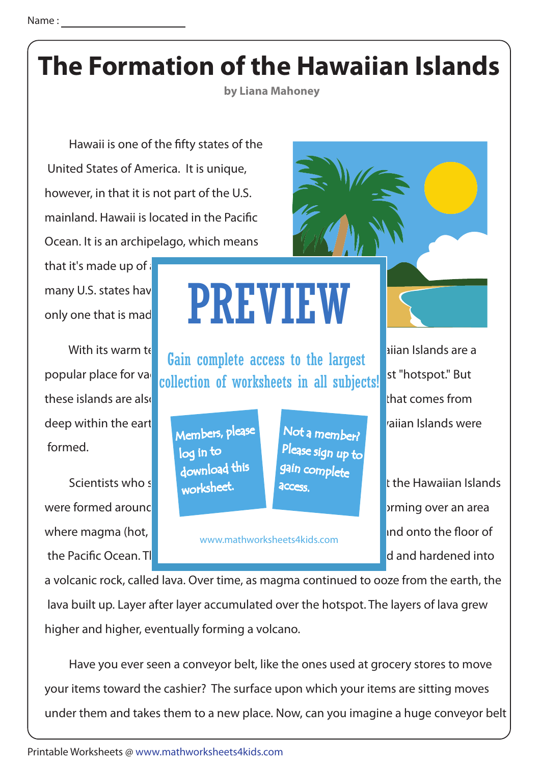Name :

# The Formation of the Hawaiian Islands

**by Liana Mahoney**

Hawaii is one of the fifty states of the United States of America. It is unique, however, in that it is not part of the U.S. mainland. Hawaii is located in the Pacific Ocean. It is an archipelago, which means that it's made up of a many U.S. states hav only one that is mad

With its warm te popular place for va these islands are als deep within the eart formed.

aiian Islands are a st "hotspot." But that comes from aiian Islands were

Scientists who s were formed around where magma (hot, the Pacific Ocean. Th

t the Hawaiian Islands orming over an area nd onto the floor of d and hardened into

a volcanic rock, called lava. Over time, as magma continued to ooze from the earth, the lava built up. Layer after layer accumulated over the hotspot. The layers of lava grew higher and higher, eventually forming a volcano.

Have you ever seen a conveyor belt, like the ones used at grocery stores to move your items toward the cashier? The surface upon which your items are sitting moves under them and takes them to a new place. Now, can you imagine a huge conveyor belt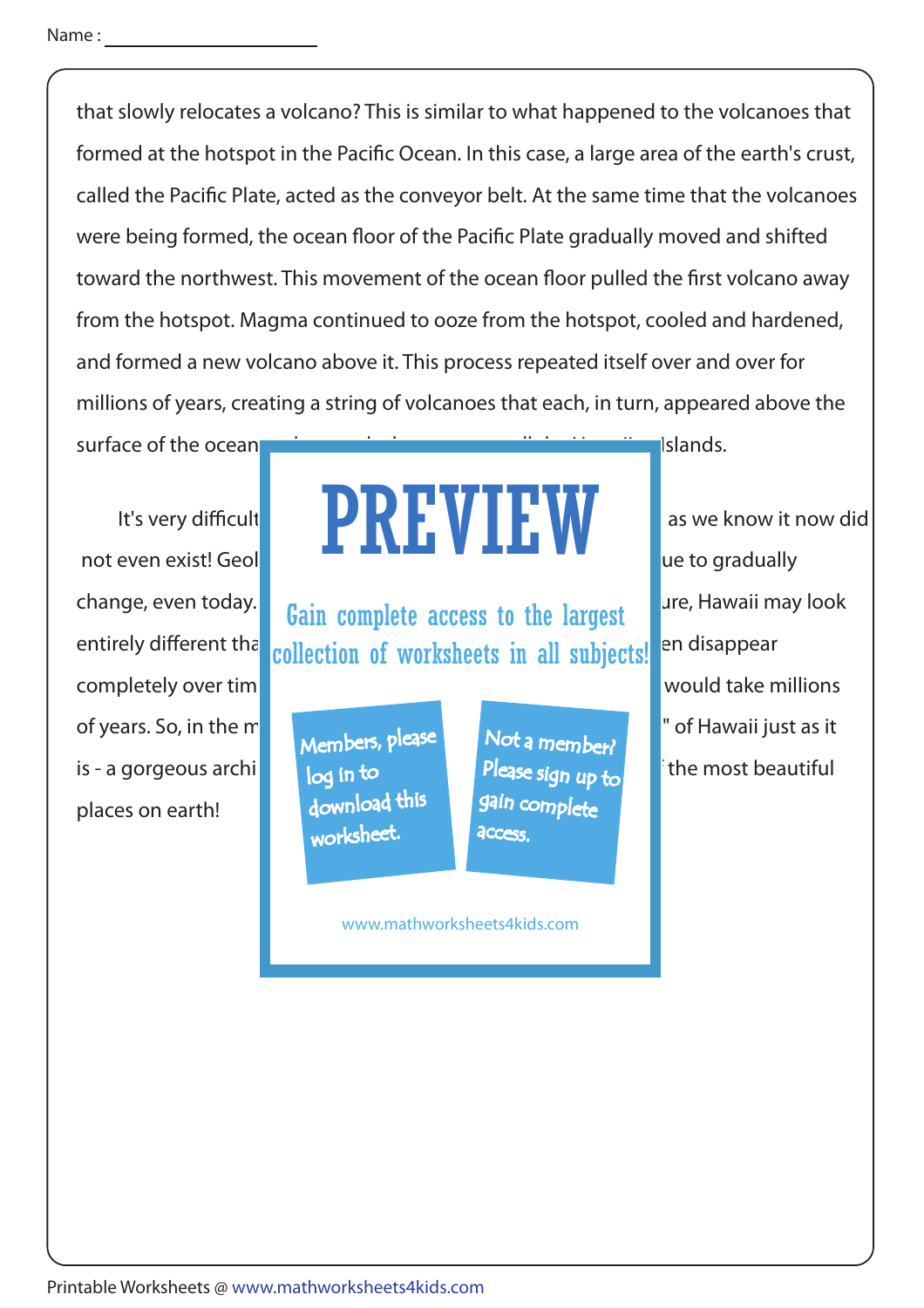Name :

that slowly relocates a volcano? This is similar to what happened to the volcanoes that formed at the hotspot in the Pacific Ocean. In this case, a large area of the earth's crust, called the Pacific Plate, acted as the conveyor belt. At the same time that the volcanoes were being formed, the ocean floor of the Pacific Plate gradually moved and shifted toward the northwest. This movement of the ocean floor pulled the first volcano away from the hotspot. Magma continued to ooze from the hotspot, cooled and hardened, and formed a new volcano above it. This process repeated itself over and over for millions of years, creating a string of volcanoes that each, in turn, appeared above the surface of the ocean ... Islands.

It's very difficult ... as we know it now did not even exist! Geol... ue to gradually change, even today. ... ure, Hawaii may look entirely different tha... en disappear completely over tim... would take millions of years. So, in the m... " of Hawaii just as it is - a gorgeous archi... the most beautiful places on earth!

PREVIEW

Gain complete access to the largest collection of worksheets in all subjects!

Members, please log in to download this worksheet.

Not a member? Please sign up to gain complete access.

www.mathworksheets4kids.com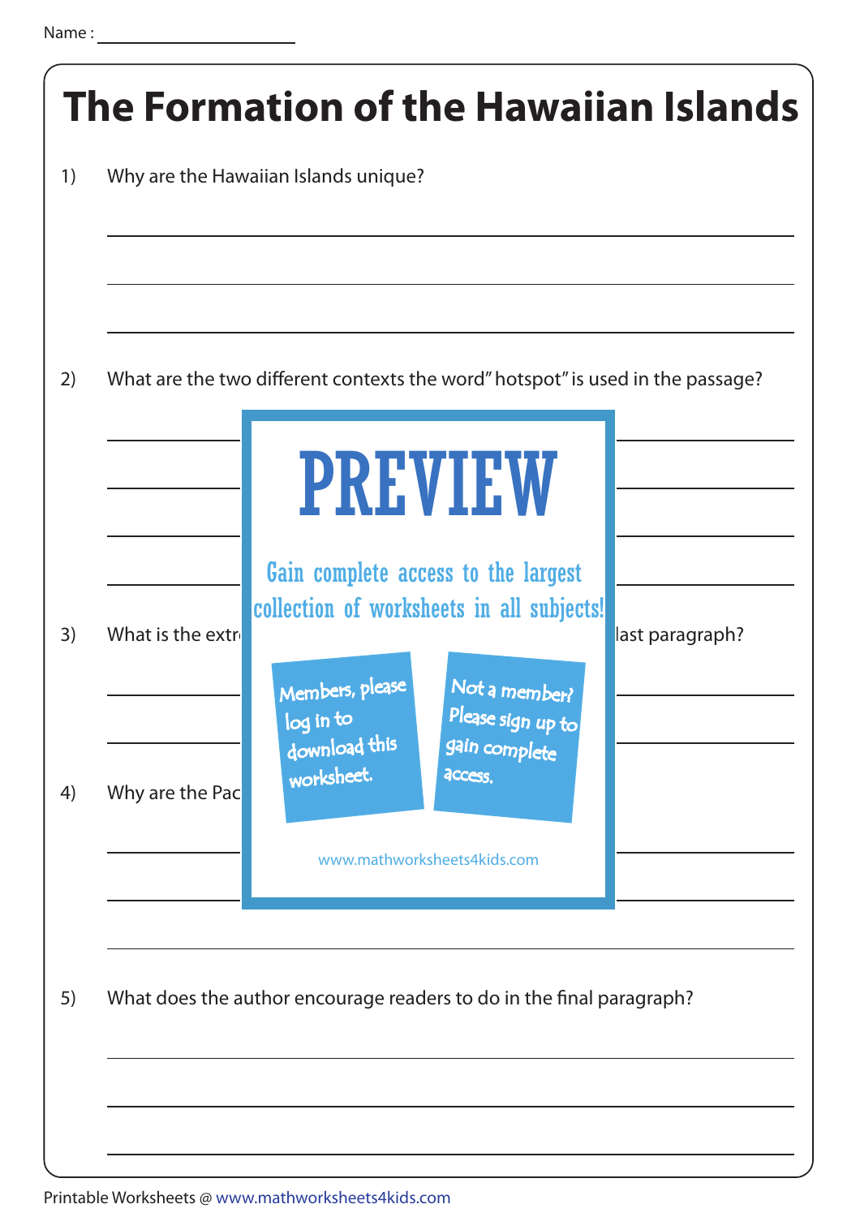Name :

# The Formation of the Hawaiian Islands

1) Why are the Hawaiian Islands unique?

2) What are the two different contexts the word" hotspot" is used in the passage?

PREVIEW

Gain complete access to the largest collection of worksheets in all subjects!

Members, please log in to download this worksheet.

Not a member? Please sign up to gain complete access.

www.mathworksheets4kids.com

3) What is the extr last paragraph?

4) Why are the Pac

5) What does the author encourage readers to do in the final paragraph?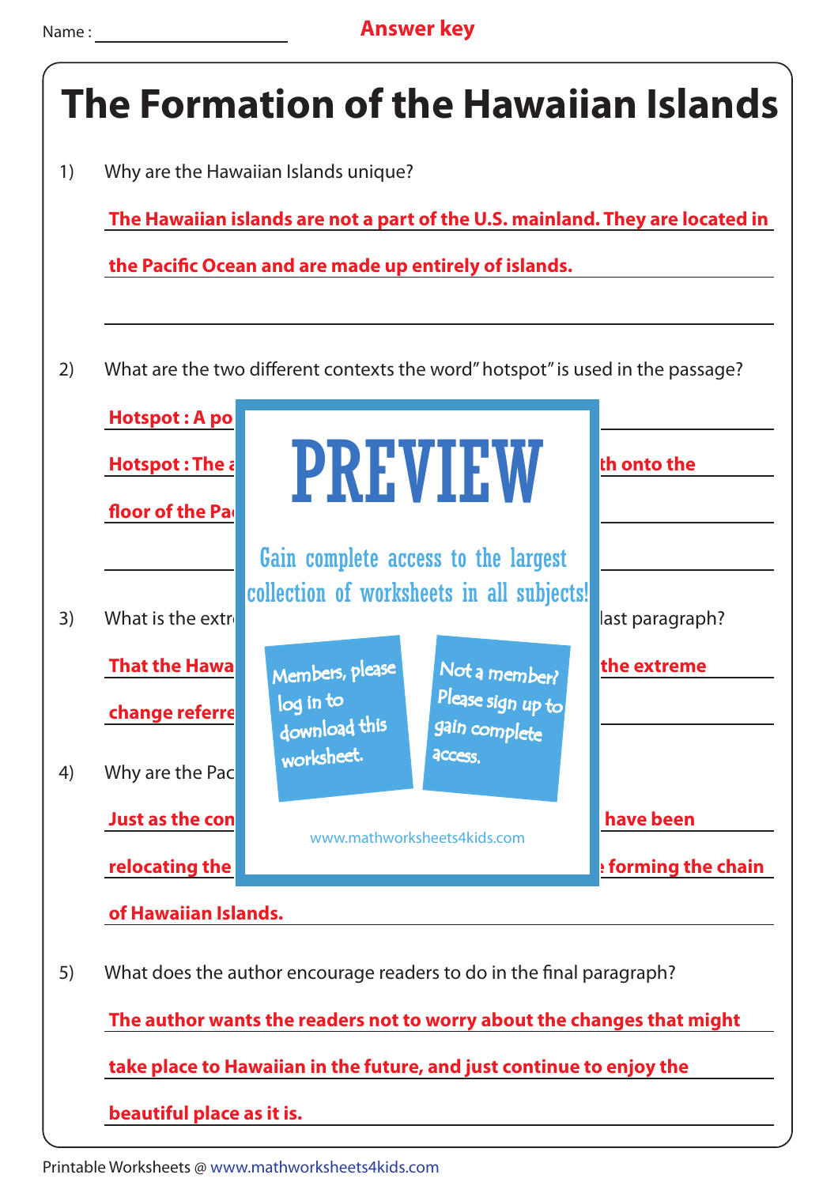Name :

**Answer key**

# The Formation of the Hawaiian Islands

1) Why are the Hawaiian Islands unique?

**The Hawaiian islands are not a part of the U.S. mainland. They are located in the Pacific Ocean and are made up entirely of islands.**

2) What are the two different contexts the word" hotspot" is used in the passage?

**Hotspot : A po**

**Hotspot : The a ... th onto the floor of the Pa**

PREVIEW

Gain complete access to the largest collection of worksheets in all subjects!

Members, please log in to download this worksheet.

Not a member? Please sign up to gain complete access.

www.mathworksheets4kids.com

3) What is the extr ... last paragraph?

**That the Hawa ... the extreme change referre**

4) Why are the Pac

**Just as the con ... have been relocating the ... forming the chain of Hawaiian Islands.**

5) What does the author encourage readers to do in the final paragraph?

**The author wants the readers not to worry about the changes that might take place to Hawaiian in the future, and just continue to enjoy the beautiful place as it is.**

Printable Worksheets @ www.mathworksheets4kids.com